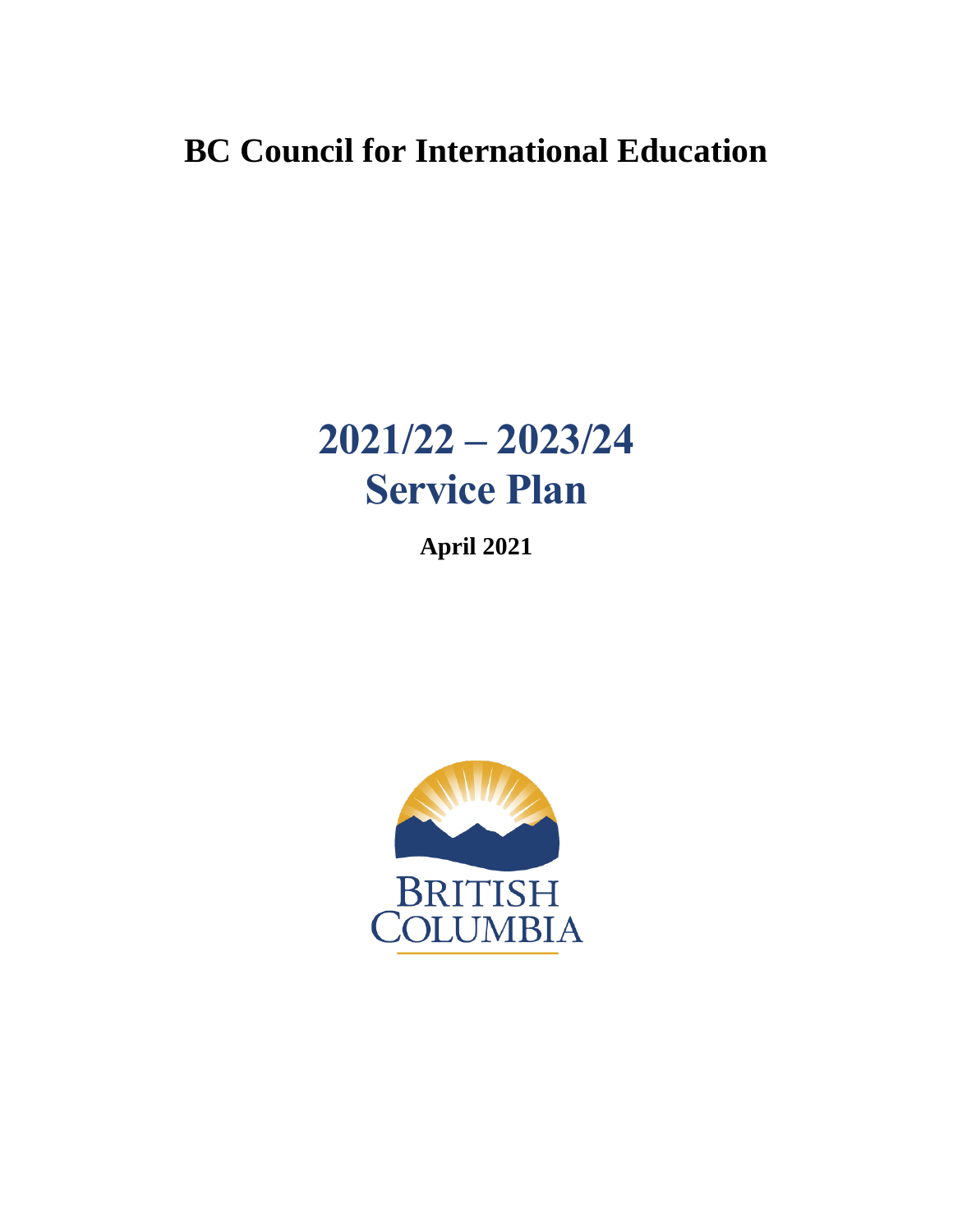# BC Council for International Education

# 2021/22 – 2023/24 Service Plan

**April 2021**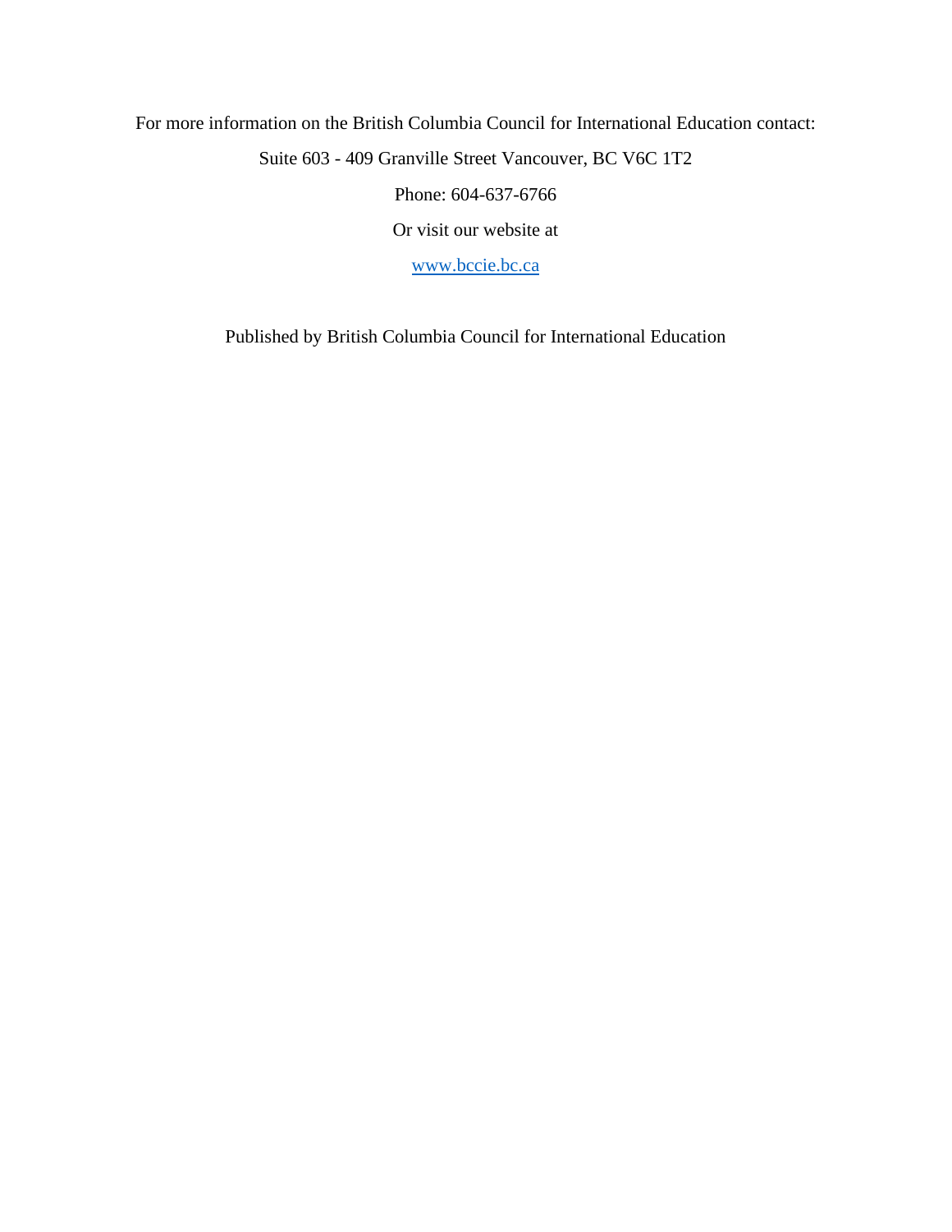For more information on the British Columbia Council for International Education contact:

Suite 603 - 409 Granville Street Vancouver, BC V6C 1T2

Phone: 604-637-6766

Or visit our website at

[www.bccie.bc.ca](http://www.bccie.bc.ca)

Published by British Columbia Council for International Education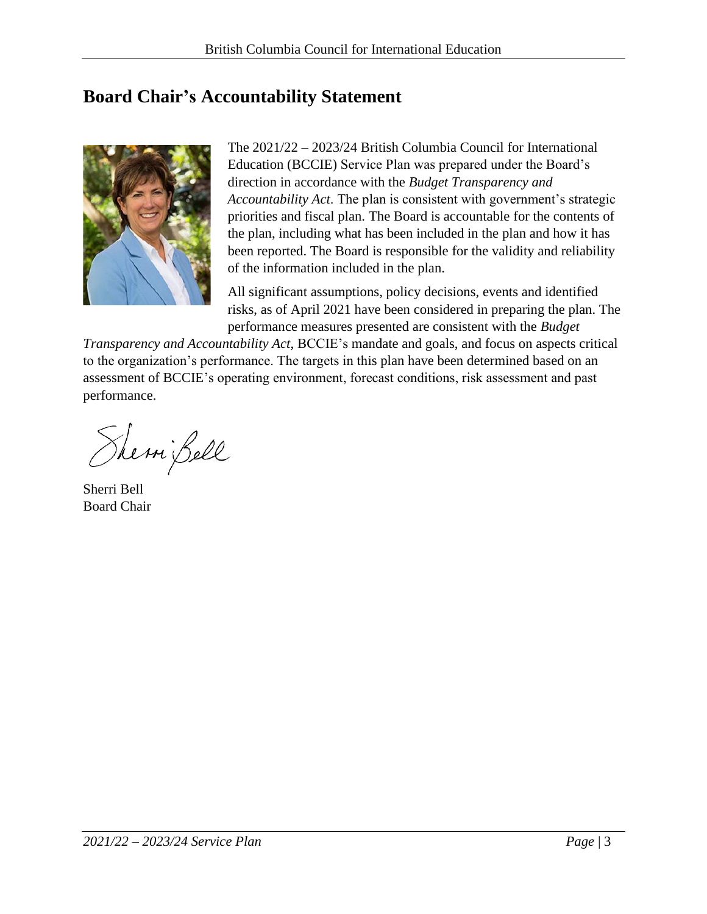# Board Chair's Accountability Statement

The 2021/22 – 2023/24 British Columbia Council for International Education (BCCIE) Service Plan was prepared under the Board's direction in accordance with the *Budget Transparency and Accountability Act*. The plan is consistent with government's strategic priorities and fiscal plan. The Board is accountable for the contents of the plan, including what has been included in the plan and how it has been reported. The Board is responsible for the validity and reliability of the information included in the plan.

All significant assumptions, policy decisions, events and identified risks, as of April 2021 have been considered in preparing the plan. The performance measures presented are consistent with the *Budget Transparency and Accountability Act*, BCCIE's mandate and goals, and focus on aspects critical to the organization's performance. The targets in this plan have been determined based on an assessment of BCCIE's operating environment, forecast conditions, risk assessment and past performance.

Sherri Bell
Board Chair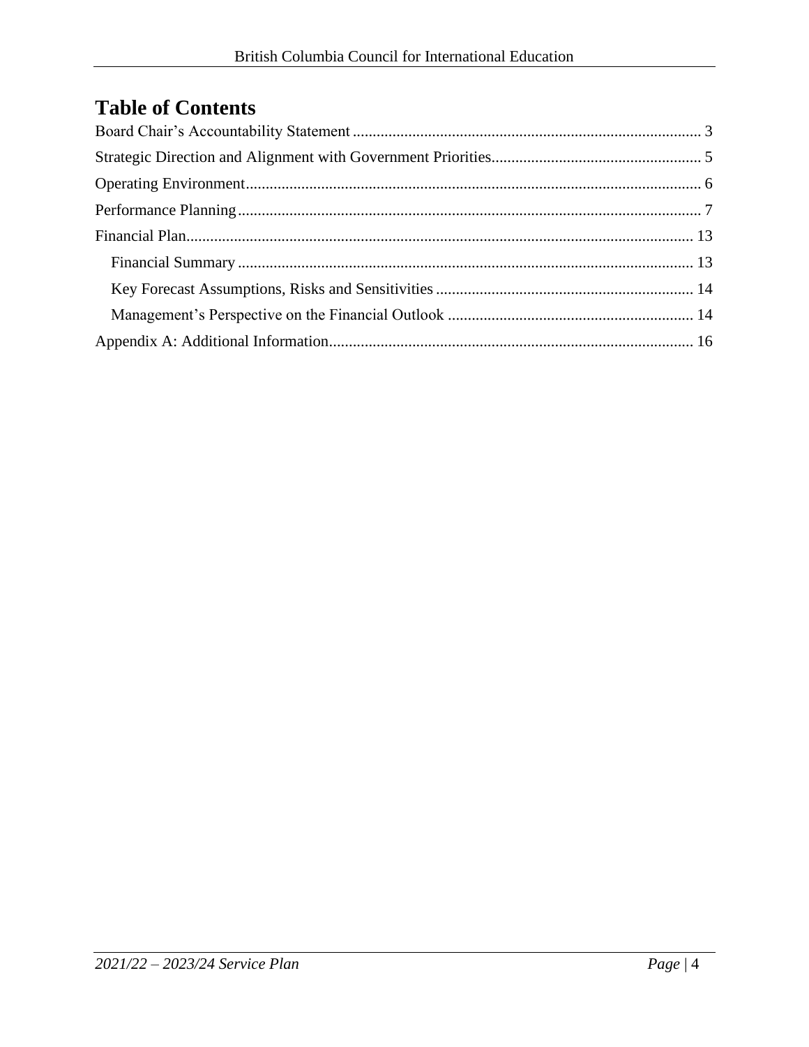# Table of Contents

Board Chair's Accountability Statement ........ 3

Strategic Direction and Alignment with Government Priorities........ 5

Operating Environment........ 6

Performance Planning........ 7

Financial Plan........ 13

- Financial Summary ........ 13
- Key Forecast Assumptions, Risks and Sensitivities ........ 14
- Management's Perspective on the Financial Outlook ........ 14

Appendix A: Additional Information........ 16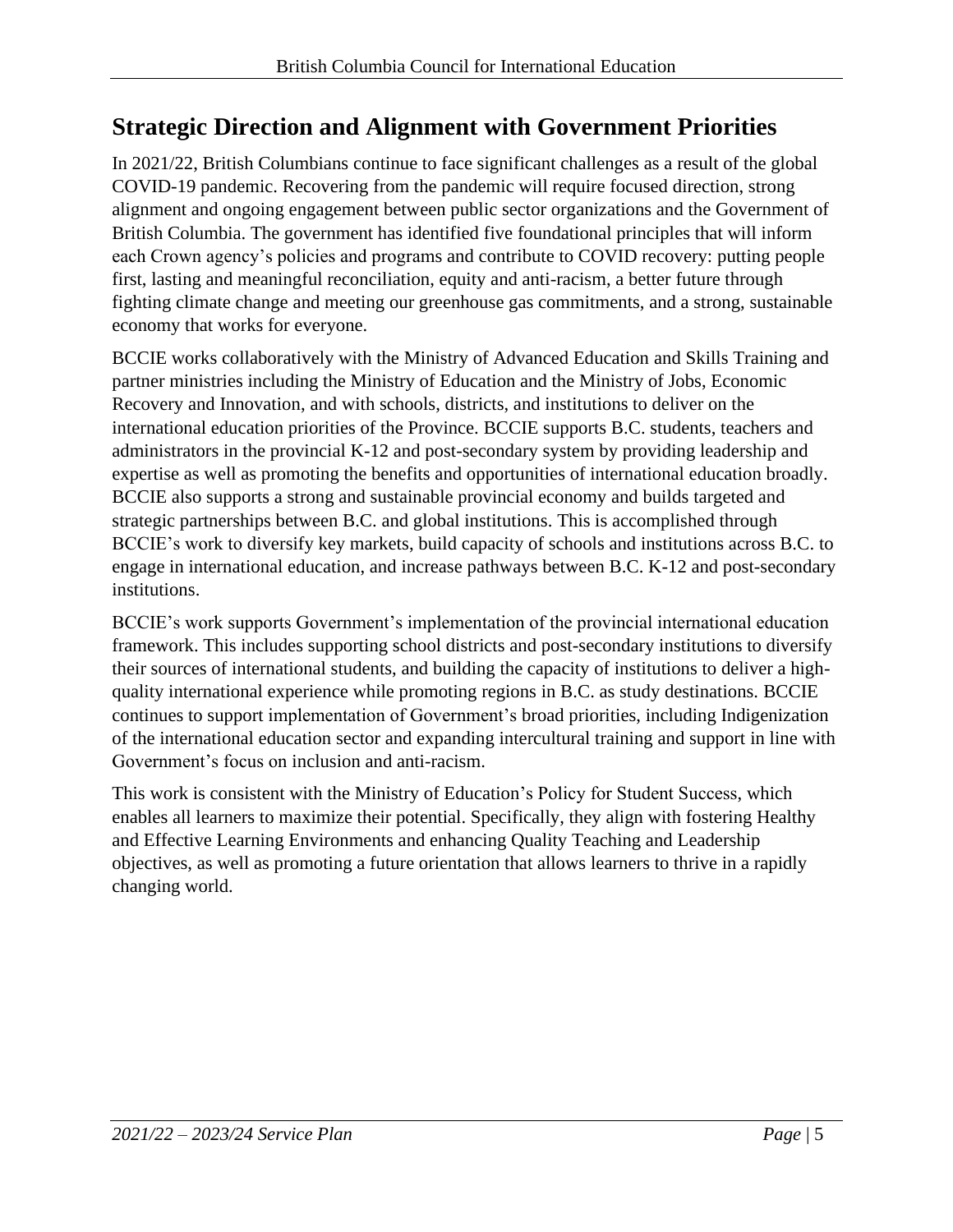## Strategic Direction and Alignment with Government Priorities

In 2021/22, British Columbians continue to face significant challenges as a result of the global COVID-19 pandemic. Recovering from the pandemic will require focused direction, strong alignment and ongoing engagement between public sector organizations and the Government of British Columbia. The government has identified five foundational principles that will inform each Crown agency's policies and programs and contribute to COVID recovery: putting people first, lasting and meaningful reconciliation, equity and anti-racism, a better future through fighting climate change and meeting our greenhouse gas commitments, and a strong, sustainable economy that works for everyone.

BCCIE works collaboratively with the Ministry of Advanced Education and Skills Training and partner ministries including the Ministry of Education and the Ministry of Jobs, Economic Recovery and Innovation, and with schools, districts, and institutions to deliver on the international education priorities of the Province. BCCIE supports B.C. students, teachers and administrators in the provincial K-12 and post-secondary system by providing leadership and expertise as well as promoting the benefits and opportunities of international education broadly. BCCIE also supports a strong and sustainable provincial economy and builds targeted and strategic partnerships between B.C. and global institutions. This is accomplished through BCCIE's work to diversify key markets, build capacity of schools and institutions across B.C. to engage in international education, and increase pathways between B.C. K-12 and post-secondary institutions.

BCCIE's work supports Government's implementation of the provincial international education framework. This includes supporting school districts and post-secondary institutions to diversify their sources of international students, and building the capacity of institutions to deliver a high-quality international experience while promoting regions in B.C. as study destinations. BCCIE continues to support implementation of Government's broad priorities, including Indigenization of the international education sector and expanding intercultural training and support in line with Government's focus on inclusion and anti-racism.

This work is consistent with the Ministry of Education's Policy for Student Success, which enables all learners to maximize their potential. Specifically, they align with fostering Healthy and Effective Learning Environments and enhancing Quality Teaching and Leadership objectives, as well as promoting a future orientation that allows learners to thrive in a rapidly changing world.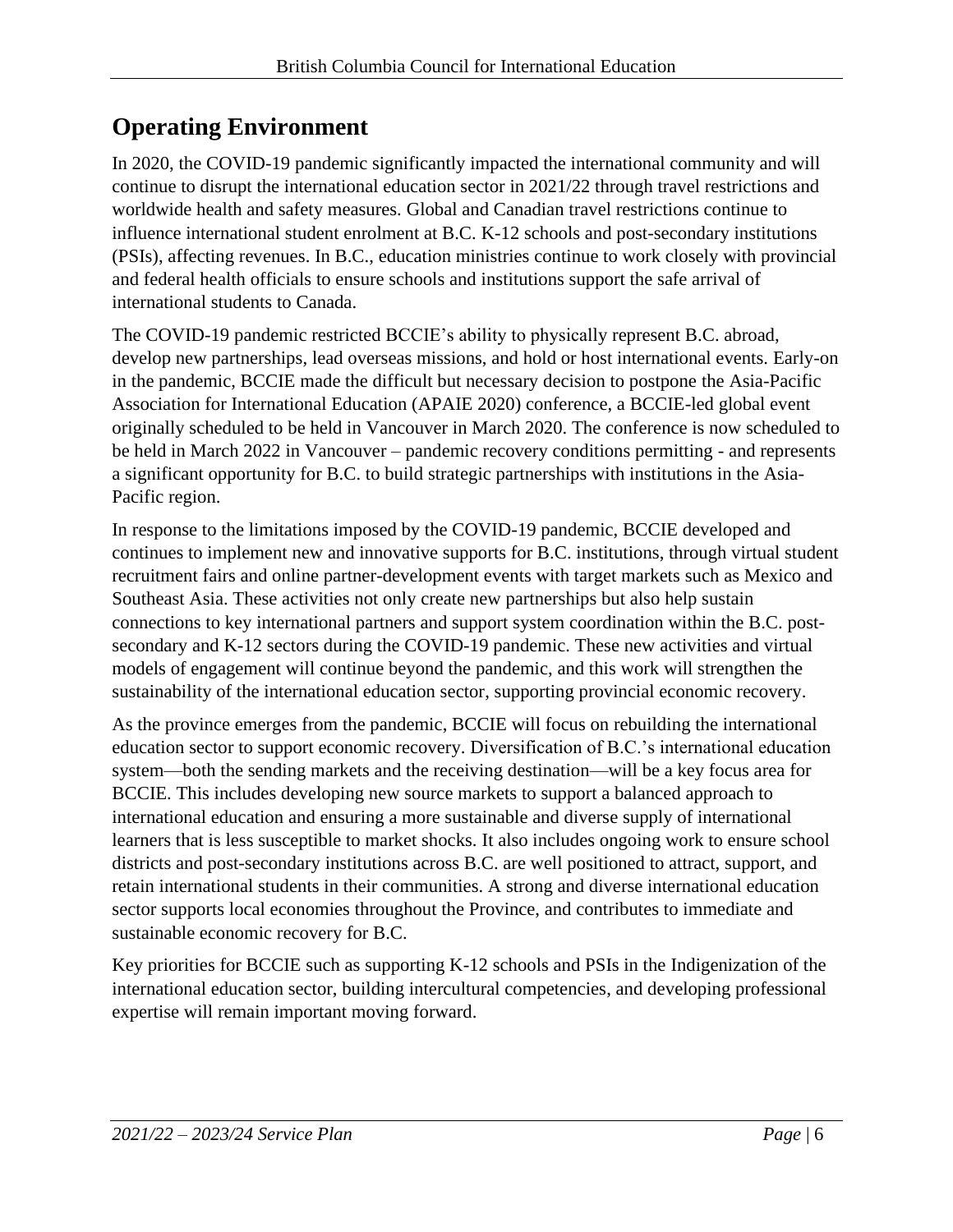## Operating Environment

In 2020, the COVID-19 pandemic significantly impacted the international community and will continue to disrupt the international education sector in 2021/22 through travel restrictions and worldwide health and safety measures. Global and Canadian travel restrictions continue to influence international student enrolment at B.C. K-12 schools and post-secondary institutions (PSIs), affecting revenues. In B.C., education ministries continue to work closely with provincial and federal health officials to ensure schools and institutions support the safe arrival of international students to Canada.

The COVID-19 pandemic restricted BCCIE's ability to physically represent B.C. abroad, develop new partnerships, lead overseas missions, and hold or host international events. Early-on in the pandemic, BCCIE made the difficult but necessary decision to postpone the Asia-Pacific Association for International Education (APAIE 2020) conference, a BCCIE-led global event originally scheduled to be held in Vancouver in March 2020. The conference is now scheduled to be held in March 2022 in Vancouver – pandemic recovery conditions permitting - and represents a significant opportunity for B.C. to build strategic partnerships with institutions in the Asia-Pacific region.

In response to the limitations imposed by the COVID-19 pandemic, BCCIE developed and continues to implement new and innovative supports for B.C. institutions, through virtual student recruitment fairs and online partner-development events with target markets such as Mexico and Southeast Asia. These activities not only create new partnerships but also help sustain connections to key international partners and support system coordination within the B.C. post-secondary and K-12 sectors during the COVID-19 pandemic. These new activities and virtual models of engagement will continue beyond the pandemic, and this work will strengthen the sustainability of the international education sector, supporting provincial economic recovery.

As the province emerges from the pandemic, BCCIE will focus on rebuilding the international education sector to support economic recovery. Diversification of B.C.'s international education system—both the sending markets and the receiving destination—will be a key focus area for BCCIE. This includes developing new source markets to support a balanced approach to international education and ensuring a more sustainable and diverse supply of international learners that is less susceptible to market shocks. It also includes ongoing work to ensure school districts and post-secondary institutions across B.C. are well positioned to attract, support, and retain international students in their communities. A strong and diverse international education sector supports local economies throughout the Province, and contributes to immediate and sustainable economic recovery for B.C.

Key priorities for BCCIE such as supporting K-12 schools and PSIs in the Indigenization of the international education sector, building intercultural competencies, and developing professional expertise will remain important moving forward.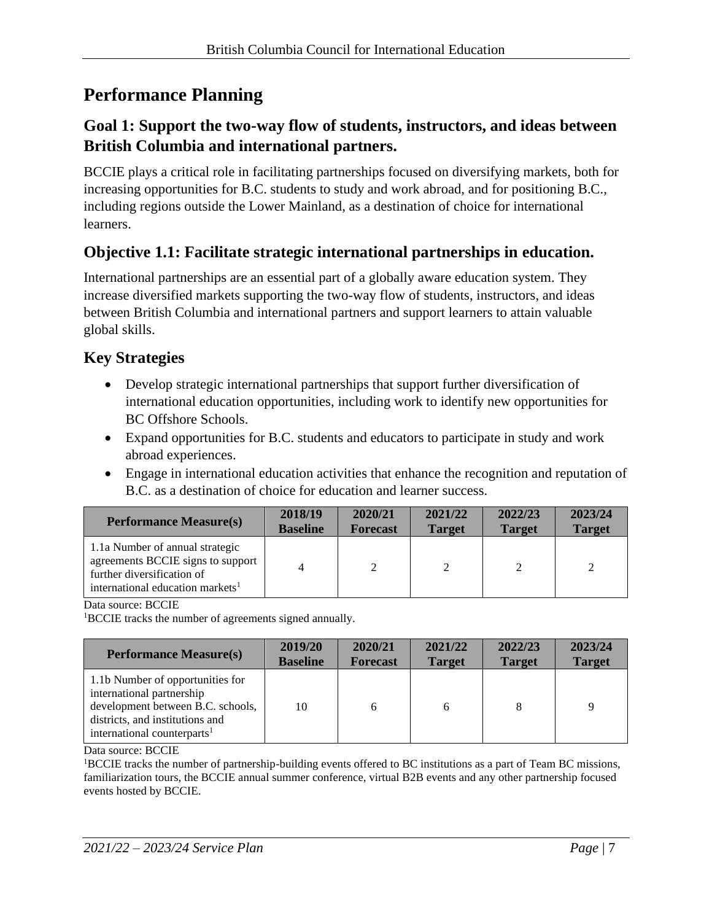# Performance Planning

## Goal 1: Support the two-way flow of students, instructors, and ideas between British Columbia and international partners.

BCCIE plays a critical role in facilitating partnerships focused on diversifying markets, both for increasing opportunities for B.C. students to study and work abroad, and for positioning B.C., including regions outside the Lower Mainland, as a destination of choice for international learners.

## Objective 1.1: Facilitate strategic international partnerships in education.

International partnerships are an essential part of a globally aware education system. They increase diversified markets supporting the two-way flow of students, instructors, and ideas between British Columbia and international partners and support learners to attain valuable global skills.

## Key Strategies

- Develop strategic international partnerships that support further diversification of international education opportunities, including work to identify new opportunities for BC Offshore Schools.
- Expand opportunities for B.C. students and educators to participate in study and work abroad experiences.
- Engage in international education activities that enhance the recognition and reputation of B.C. as a destination of choice for education and learner success.

| Performance Measure(s) | 2018/19 Baseline | 2020/21 Forecast | 2021/22 Target | 2022/23 Target | 2023/24 Target |
|---|---|---|---|---|---|
| 1.1a Number of annual strategic agreements BCCIE signs to support further diversification of international education markets[1] | 4 | 2 | 2 | 2 | 2 |

Data source: BCCIE
[1]BCCIE tracks the number of agreements signed annually.

| Performance Measure(s) | 2019/20 Baseline | 2020/21 Forecast | 2021/22 Target | 2022/23 Target | 2023/24 Target |
|---|---|---|---|---|---|
| 1.1b Number of opportunities for international partnership development between B.C. schools, districts, and institutions and international counterparts[1] | 10 | 6 | 6 | 8 | 9 |

Data source: BCCIE
[1]BCCIE tracks the number of partnership-building events offered to BC institutions as a part of Team BC missions, familiarization tours, the BCCIE annual summer conference, virtual B2B events and any other partnership focused events hosted by BCCIE.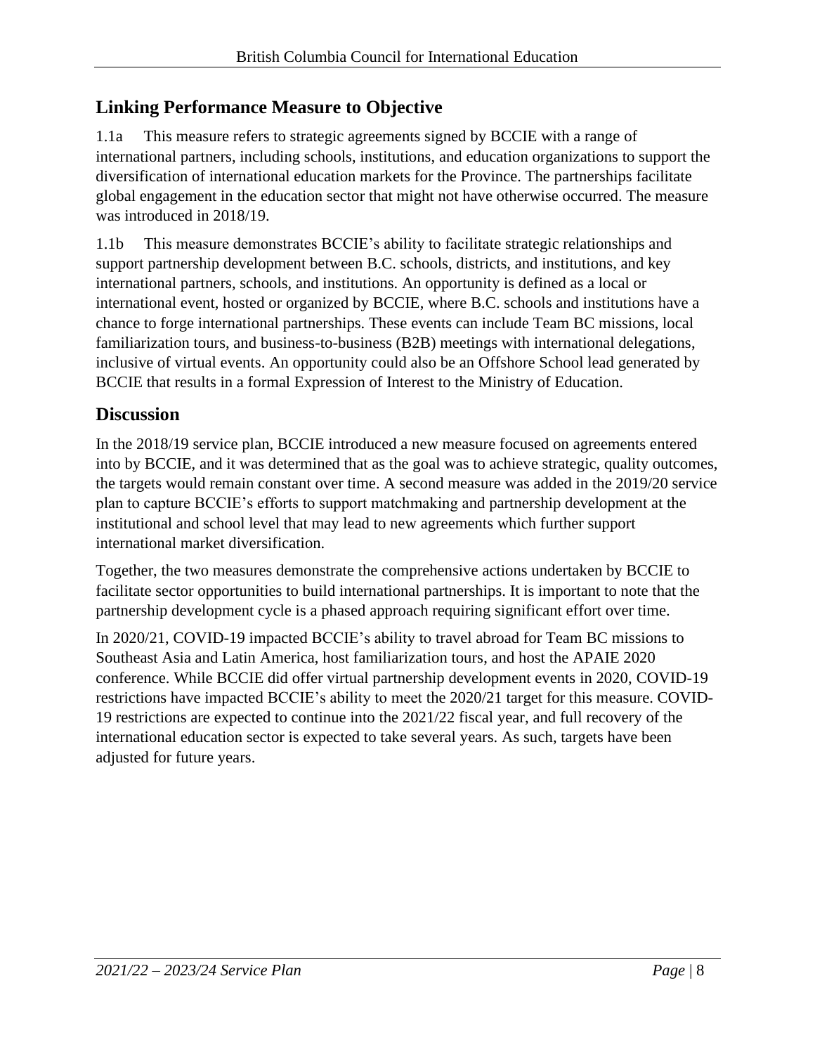## Linking Performance Measure to Objective

1.1a This measure refers to strategic agreements signed by BCCIE with a range of international partners, including schools, institutions, and education organizations to support the diversification of international education markets for the Province. The partnerships facilitate global engagement in the education sector that might not have otherwise occurred. The measure was introduced in 2018/19.

1.1b This measure demonstrates BCCIE's ability to facilitate strategic relationships and support partnership development between B.C. schools, districts, and institutions, and key international partners, schools, and institutions. An opportunity is defined as a local or international event, hosted or organized by BCCIE, where B.C. schools and institutions have a chance to forge international partnerships. These events can include Team BC missions, local familiarization tours, and business-to-business (B2B) meetings with international delegations, inclusive of virtual events. An opportunity could also be an Offshore School lead generated by BCCIE that results in a formal Expression of Interest to the Ministry of Education.

## Discussion

In the 2018/19 service plan, BCCIE introduced a new measure focused on agreements entered into by BCCIE, and it was determined that as the goal was to achieve strategic, quality outcomes, the targets would remain constant over time. A second measure was added in the 2019/20 service plan to capture BCCIE's efforts to support matchmaking and partnership development at the institutional and school level that may lead to new agreements which further support international market diversification.

Together, the two measures demonstrate the comprehensive actions undertaken by BCCIE to facilitate sector opportunities to build international partnerships. It is important to note that the partnership development cycle is a phased approach requiring significant effort over time.

In 2020/21, COVID-19 impacted BCCIE's ability to travel abroad for Team BC missions to Southeast Asia and Latin America, host familiarization tours, and host the APAIE 2020 conference. While BCCIE did offer virtual partnership development events in 2020, COVID-19 restrictions have impacted BCCIE's ability to meet the 2020/21 target for this measure. COVID-19 restrictions are expected to continue into the 2021/22 fiscal year, and full recovery of the international education sector is expected to take several years. As such, targets have been adjusted for future years.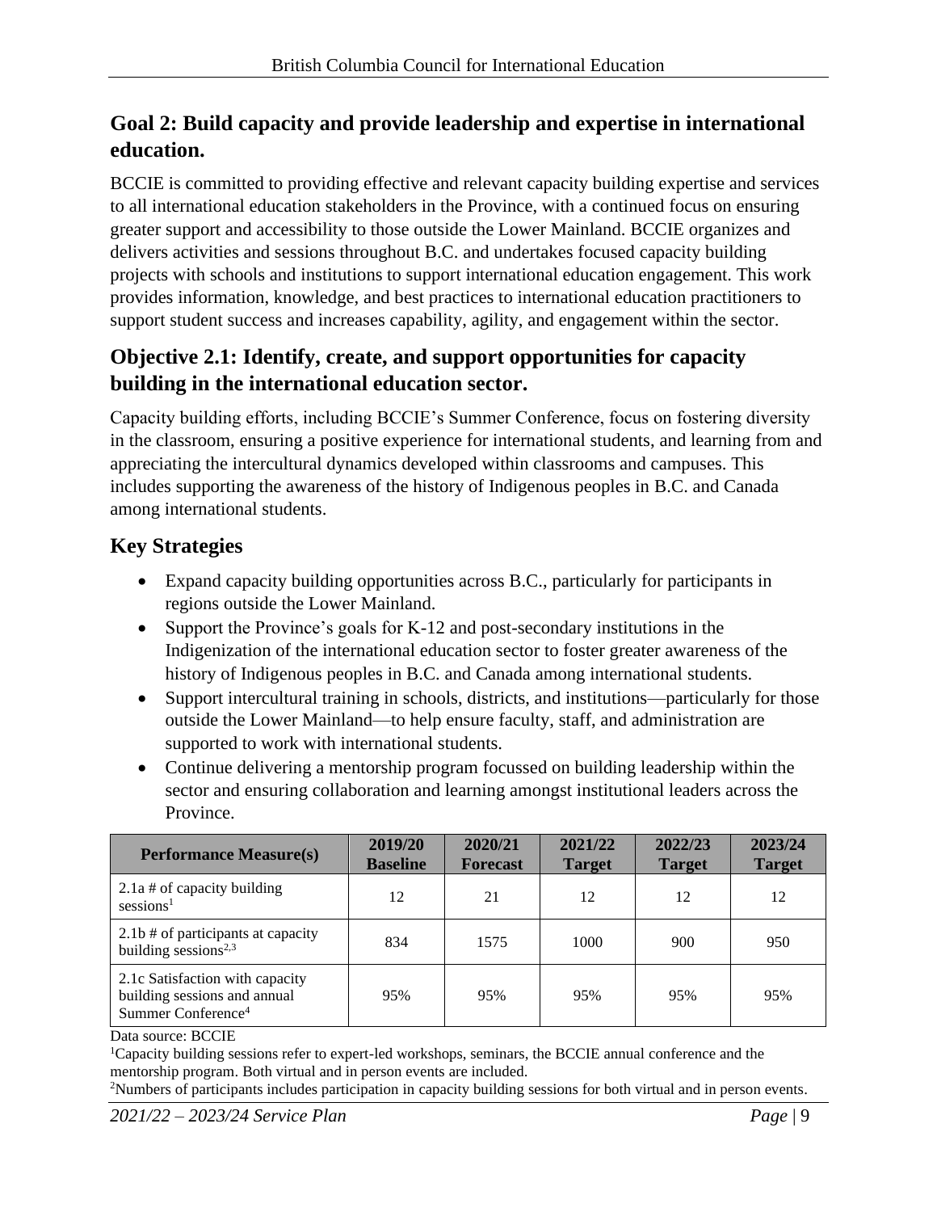## Goal 2: Build capacity and provide leadership and expertise in international education.

BCCIE is committed to providing effective and relevant capacity building expertise and services to all international education stakeholders in the Province, with a continued focus on ensuring greater support and accessibility to those outside the Lower Mainland. BCCIE organizes and delivers activities and sessions throughout B.C. and undertakes focused capacity building projects with schools and institutions to support international education engagement. This work provides information, knowledge, and best practices to international education practitioners to support student success and increases capability, agility, and engagement within the sector.

## Objective 2.1: Identify, create, and support opportunities for capacity building in the international education sector.

Capacity building efforts, including BCCIE's Summer Conference, focus on fostering diversity in the classroom, ensuring a positive experience for international students, and learning from and appreciating the intercultural dynamics developed within classrooms and campuses. This includes supporting the awareness of the history of Indigenous peoples in B.C. and Canada among international students.

## Key Strategies

- Expand capacity building opportunities across B.C., particularly for participants in regions outside the Lower Mainland.
- Support the Province's goals for K-12 and post-secondary institutions in the Indigenization of the international education sector to foster greater awareness of the history of Indigenous peoples in B.C. and Canada among international students.
- Support intercultural training in schools, districts, and institutions—particularly for those outside the Lower Mainland—to help ensure faculty, staff, and administration are supported to work with international students.
- Continue delivering a mentorship program focussed on building leadership within the sector and ensuring collaboration and learning amongst institutional leaders across the Province.

| Performance Measure(s) | 2019/20 Baseline | 2020/21 Forecast | 2021/22 Target | 2022/23 Target | 2023/24 Target |
|---|---|---|---|---|---|
| 2.1a # of capacity building sessions[1] | 12 | 21 | 12 | 12 | 12 |
| 2.1b # of participants at capacity building sessions[2,3] | 834 | 1575 | 1000 | 900 | 950 |
| 2.1c Satisfaction with capacity building sessions and annual Summer Conference[4] | 95% | 95% | 95% | 95% | 95% |

Data source: BCCIE

[1]Capacity building sessions refer to expert-led workshops, seminars, the BCCIE annual conference and the mentorship program. Both virtual and in person events are included.

[2]Numbers of participants includes participation in capacity building sessions for both virtual and in person events.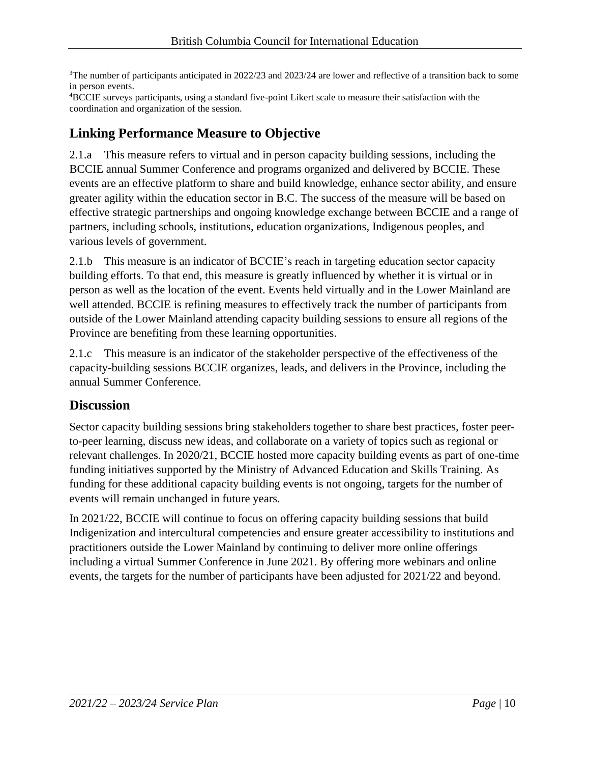[3]The number of participants anticipated in 2022/23 and 2023/24 are lower and reflective of a transition back to some in person events.
[4]BCCIE surveys participants, using a standard five-point Likert scale to measure their satisfaction with the coordination and organization of the session.

## Linking Performance Measure to Objective

2.1.a This measure refers to virtual and in person capacity building sessions, including the BCCIE annual Summer Conference and programs organized and delivered by BCCIE. These events are an effective platform to share and build knowledge, enhance sector ability, and ensure greater agility within the education sector in B.C. The success of the measure will be based on effective strategic partnerships and ongoing knowledge exchange between BCCIE and a range of partners, including schools, institutions, education organizations, Indigenous peoples, and various levels of government.

2.1.b This measure is an indicator of BCCIE's reach in targeting education sector capacity building efforts. To that end, this measure is greatly influenced by whether it is virtual or in person as well as the location of the event. Events held virtually and in the Lower Mainland are well attended. BCCIE is refining measures to effectively track the number of participants from outside of the Lower Mainland attending capacity building sessions to ensure all regions of the Province are benefiting from these learning opportunities.

2.1.c This measure is an indicator of the stakeholder perspective of the effectiveness of the capacity-building sessions BCCIE organizes, leads, and delivers in the Province, including the annual Summer Conference.

## Discussion

Sector capacity building sessions bring stakeholders together to share best practices, foster peer-to-peer learning, discuss new ideas, and collaborate on a variety of topics such as regional or relevant challenges. In 2020/21, BCCIE hosted more capacity building events as part of one-time funding initiatives supported by the Ministry of Advanced Education and Skills Training. As funding for these additional capacity building events is not ongoing, targets for the number of events will remain unchanged in future years.

In 2021/22, BCCIE will continue to focus on offering capacity building sessions that build Indigenization and intercultural competencies and ensure greater accessibility to institutions and practitioners outside the Lower Mainland by continuing to deliver more online offerings including a virtual Summer Conference in June 2021. By offering more webinars and online events, the targets for the number of participants have been adjusted for 2021/22 and beyond.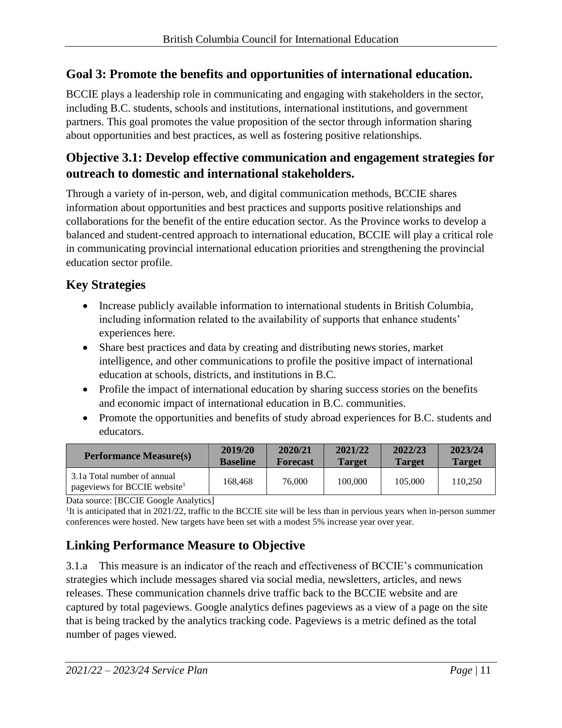## Goal 3: Promote the benefits and opportunities of international education.

BCCIE plays a leadership role in communicating and engaging with stakeholders in the sector, including B.C. students, schools and institutions, international institutions, and government partners. This goal promotes the value proposition of the sector through information sharing about opportunities and best practices, as well as fostering positive relationships.

### Objective 3.1: Develop effective communication and engagement strategies for outreach to domestic and international stakeholders.

Through a variety of in-person, web, and digital communication methods, BCCIE shares information about opportunities and best practices and supports positive relationships and collaborations for the benefit of the entire education sector. As the Province works to develop a balanced and student-centred approach to international education, BCCIE will play a critical role in communicating provincial international education priorities and strengthening the provincial education sector profile.

### Key Strategies

- Increase publicly available information to international students in British Columbia, including information related to the availability of supports that enhance students' experiences here.
- Share best practices and data by creating and distributing news stories, market intelligence, and other communications to profile the positive impact of international education at schools, districts, and institutions in B.C.
- Profile the impact of international education by sharing success stories on the benefits and economic impact of international education in B.C. communities.
- Promote the opportunities and benefits of study abroad experiences for B.C. students and educators.

| Performance Measure(s) | 2019/20 Baseline | 2020/21 Forecast | 2021/22 Target | 2022/23 Target | 2023/24 Target |
|---|---|---|---|---|---|
| 3.1a Total number of annual pageviews for BCCIE website[1] | 168,468 | 76,000 | 100,000 | 105,000 | 110,250 |

Data source: [BCCIE Google Analytics]

[1]It is anticipated that in 2021/22, traffic to the BCCIE site will be less than in pervious years when in-person summer conferences were hosted. New targets have been set with a modest 5% increase year over year.

### Linking Performance Measure to Objective

3.1.a This measure is an indicator of the reach and effectiveness of BCCIE's communication strategies which include messages shared via social media, newsletters, articles, and news releases. These communication channels drive traffic back to the BCCIE website and are captured by total pageviews. Google analytics defines pageviews as a view of a page on the site that is being tracked by the analytics tracking code. Pageviews is a metric defined as the total number of pages viewed.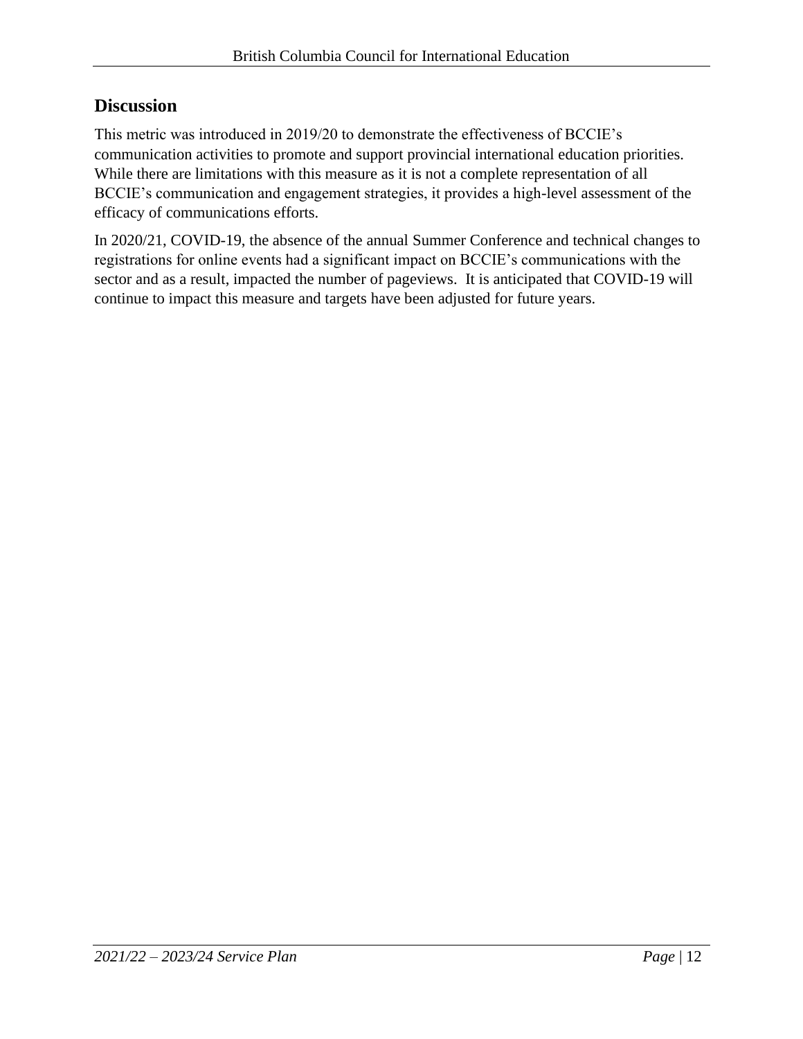## Discussion

This metric was introduced in 2019/20 to demonstrate the effectiveness of BCCIE's communication activities to promote and support provincial international education priorities. While there are limitations with this measure as it is not a complete representation of all BCCIE's communication and engagement strategies, it provides a high-level assessment of the efficacy of communications efforts.

In 2020/21, COVID-19, the absence of the annual Summer Conference and technical changes to registrations for online events had a significant impact on BCCIE's communications with the sector and as a result, impacted the number of pageviews. It is anticipated that COVID-19 will continue to impact this measure and targets have been adjusted for future years.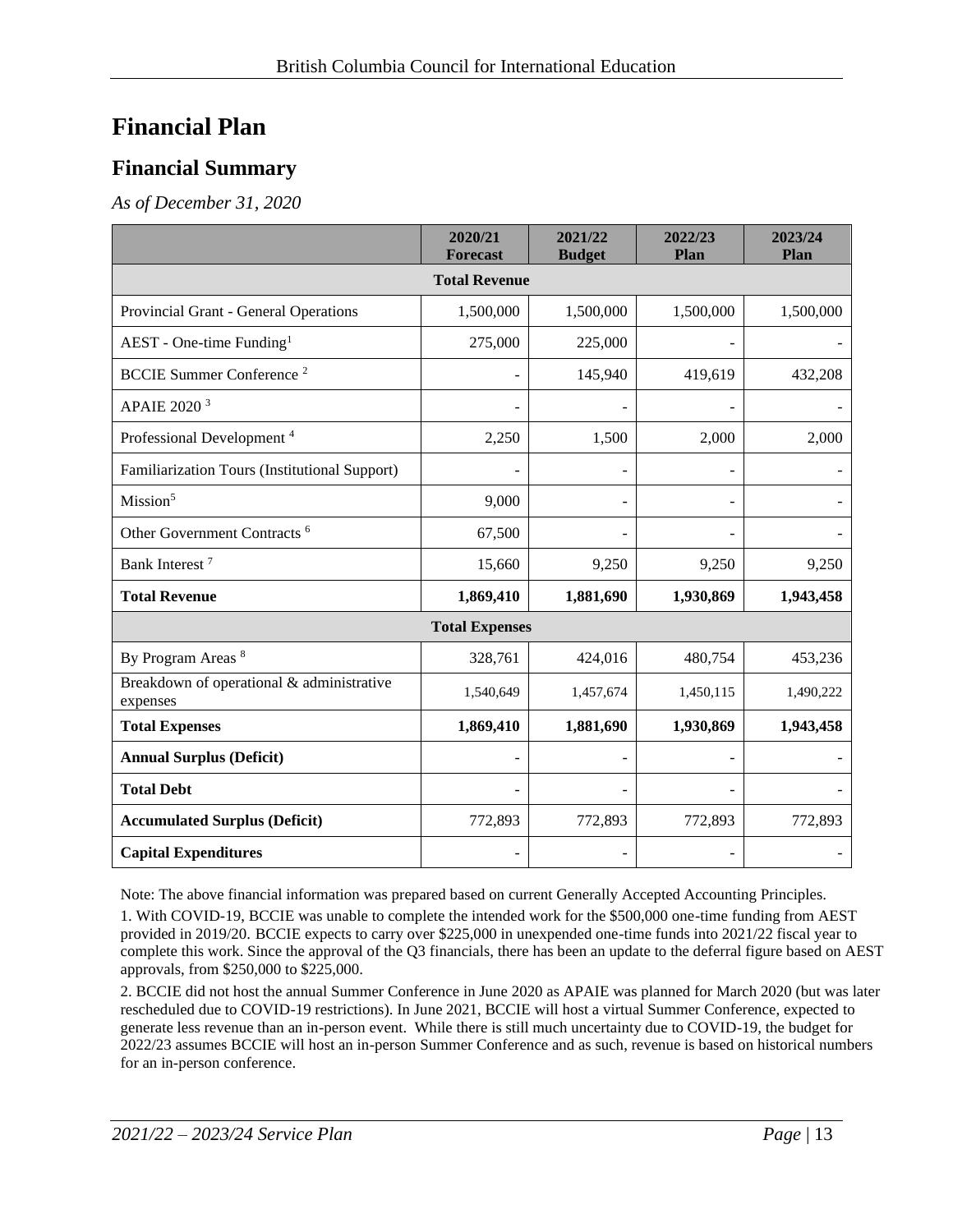# Financial Plan

## Financial Summary

*As of December 31, 2020*

| | 2020/21 Forecast | 2021/22 Budget | 2022/23 Plan | 2023/24 Plan |
|---|---|---|---|---|
| **Total Revenue** | | | | |
| Provincial Grant - General Operations | 1,500,000 | 1,500,000 | 1,500,000 | 1,500,000 |
| AEST - One-time Funding[1] | 275,000 | 225,000 | - | - |
| BCCIE Summer Conference [2] | - | 145,940 | 419,619 | 432,208 |
| APAIE 2020 [3] | - | - | - | - |
| Professional Development [4] | 2,250 | 1,500 | 2,000 | 2,000 |
| Familiarization Tours (Institutional Support) | - | - | - | - |
| Mission[5] | 9,000 | - | - | - |
| Other Government Contracts [6] | 67,500 | - | - | - |
| Bank Interest [7] | 15,660 | 9,250 | 9,250 | 9,250 |
| **Total Revenue** | **1,869,410** | **1,881,690** | **1,930,869** | **1,943,458** |
| **Total Expenses** | | | | |
| By Program Areas [8] | 328,761 | 424,016 | 480,754 | 453,236 |
| Breakdown of operational & administrative expenses | 1,540,649 | 1,457,674 | 1,450,115 | 1,490,222 |
| **Total Expenses** | **1,869,410** | **1,881,690** | **1,930,869** | **1,943,458** |
| **Annual Surplus (Deficit)** | - | - | - | - |
| **Total Debt** | - | - | - | - |
| **Accumulated Surplus (Deficit)** | 772,893 | 772,893 | 772,893 | 772,893 |
| **Capital Expenditures** | - | - | - | - |

Note: The above financial information was prepared based on current Generally Accepted Accounting Principles.

1. With COVID-19, BCCIE was unable to complete the intended work for the $500,000 one-time funding from AEST provided in 2019/20. BCCIE expects to carry over $225,000 in unexpended one-time funds into 2021/22 fiscal year to complete this work. Since the approval of the Q3 financials, there has been an update to the deferral figure based on AEST approvals, from $250,000 to $225,000.

2. BCCIE did not host the annual Summer Conference in June 2020 as APAIE was planned for March 2020 (but was later rescheduled due to COVID-19 restrictions). In June 2021, BCCIE will host a virtual Summer Conference, expected to generate less revenue than an in-person event. While there is still much uncertainty due to COVID-19, the budget for 2022/23 assumes BCCIE will host an in-person Summer Conference and as such, revenue is based on historical numbers for an in-person conference.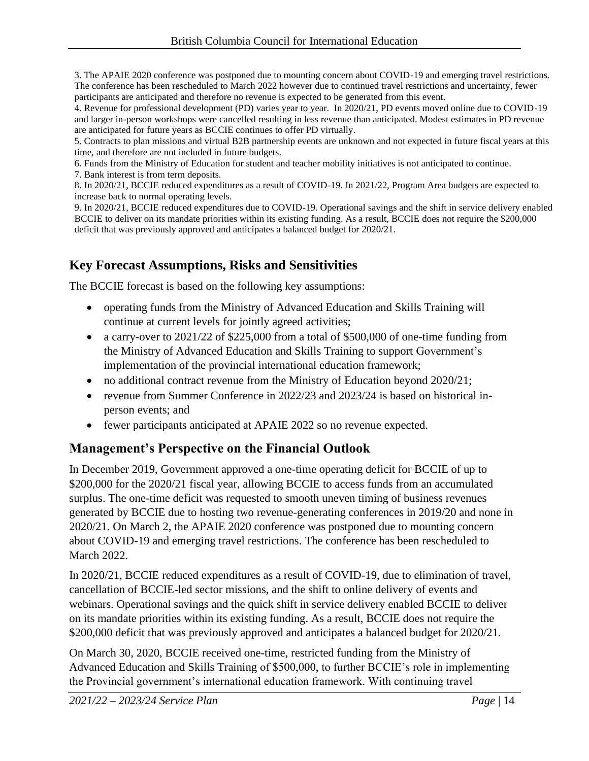3. The APAIE 2020 conference was postponed due to mounting concern about COVID-19 and emerging travel restrictions. The conference has been rescheduled to March 2022 however due to continued travel restrictions and uncertainty, fewer participants are anticipated and therefore no revenue is expected to be generated from this event.
4. Revenue for professional development (PD) varies year to year. In 2020/21, PD events moved online due to COVID-19 and larger in-person workshops were cancelled resulting in less revenue than anticipated. Modest estimates in PD revenue are anticipated for future years as BCCIE continues to offer PD virtually.
5. Contracts to plan missions and virtual B2B partnership events are unknown and not expected in future fiscal years at this time, and therefore are not included in future budgets.
6. Funds from the Ministry of Education for student and teacher mobility initiatives is not anticipated to continue.
7. Bank interest is from term deposits.
8. In 2020/21, BCCIE reduced expenditures as a result of COVID-19. In 2021/22, Program Area budgets are expected to increase back to normal operating levels.
9. In 2020/21, BCCIE reduced expenditures due to COVID-19. Operational savings and the shift in service delivery enabled BCCIE to deliver on its mandate priorities within its existing funding. As a result, BCCIE does not require the $200,000 deficit that was previously approved and anticipates a balanced budget for 2020/21.

## Key Forecast Assumptions, Risks and Sensitivities

The BCCIE forecast is based on the following key assumptions:

- operating funds from the Ministry of Advanced Education and Skills Training will continue at current levels for jointly agreed activities;
- a carry-over to 2021/22 of $225,000 from a total of $500,000 of one-time funding from the Ministry of Advanced Education and Skills Training to support Government's implementation of the provincial international education framework;
- no additional contract revenue from the Ministry of Education beyond 2020/21;
- revenue from Summer Conference in 2022/23 and 2023/24 is based on historical in-person events; and
- fewer participants anticipated at APAIE 2022 so no revenue expected.

## Management's Perspective on the Financial Outlook

In December 2019, Government approved a one-time operating deficit for BCCIE of up to $200,000 for the 2020/21 fiscal year, allowing BCCIE to access funds from an accumulated surplus. The one-time deficit was requested to smooth uneven timing of business revenues generated by BCCIE due to hosting two revenue-generating conferences in 2019/20 and none in 2020/21. On March 2, the APAIE 2020 conference was postponed due to mounting concern about COVID-19 and emerging travel restrictions. The conference has been rescheduled to March 2022.

In 2020/21, BCCIE reduced expenditures as a result of COVID-19, due to elimination of travel, cancellation of BCCIE-led sector missions, and the shift to online delivery of events and webinars. Operational savings and the quick shift in service delivery enabled BCCIE to deliver on its mandate priorities within its existing funding. As a result, BCCIE does not require the $200,000 deficit that was previously approved and anticipates a balanced budget for 2020/21.

On March 30, 2020, BCCIE received one-time, restricted funding from the Ministry of Advanced Education and Skills Training of $500,000, to further BCCIE's role in implementing the Provincial government's international education framework. With continuing travel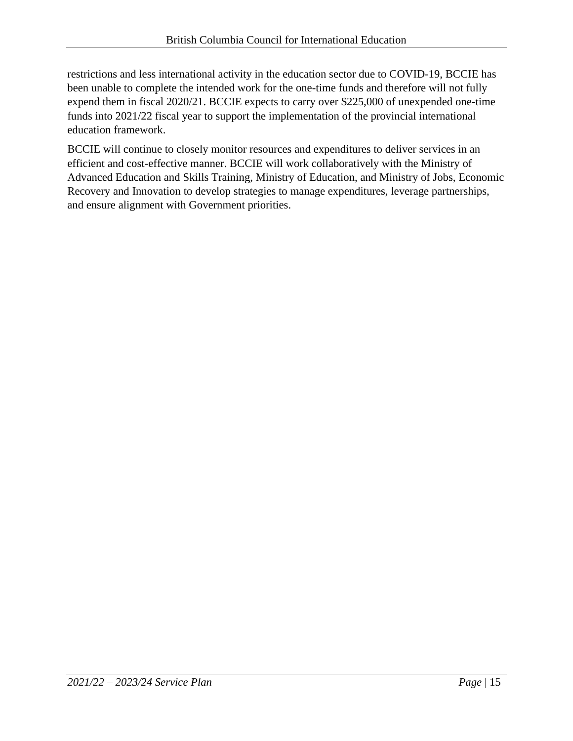restrictions and less international activity in the education sector due to COVID-19, BCCIE has been unable to complete the intended work for the one-time funds and therefore will not fully expend them in fiscal 2020/21. BCCIE expects to carry over $225,000 of unexpended one-time funds into 2021/22 fiscal year to support the implementation of the provincial international education framework.

BCCIE will continue to closely monitor resources and expenditures to deliver services in an efficient and cost-effective manner. BCCIE will work collaboratively with the Ministry of Advanced Education and Skills Training, Ministry of Education, and Ministry of Jobs, Economic Recovery and Innovation to develop strategies to manage expenditures, leverage partnerships, and ensure alignment with Government priorities.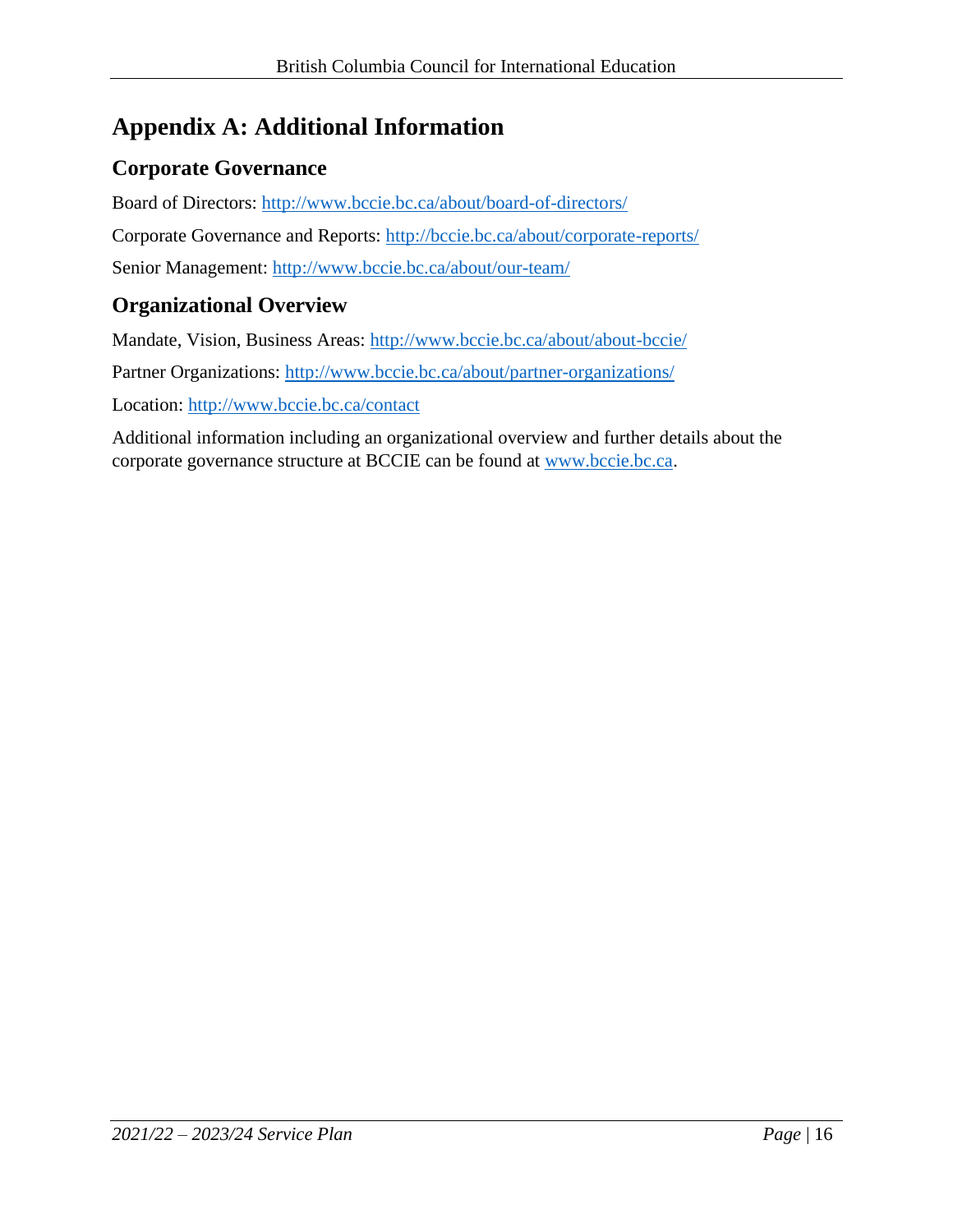# Appendix A: Additional Information

## Corporate Governance

Board of Directors: http://www.bccie.bc.ca/about/board-of-directors/

Corporate Governance and Reports: http://bccie.bc.ca/about/corporate-reports/

Senior Management: http://www.bccie.bc.ca/about/our-team/

## Organizational Overview

Mandate, Vision, Business Areas: http://www.bccie.bc.ca/about/about-bccie/

Partner Organizations: http://www.bccie.bc.ca/about/partner-organizations/

Location: http://www.bccie.bc.ca/contact

Additional information including an organizational overview and further details about the corporate governance structure at BCCIE can be found at www.bccie.bc.ca.